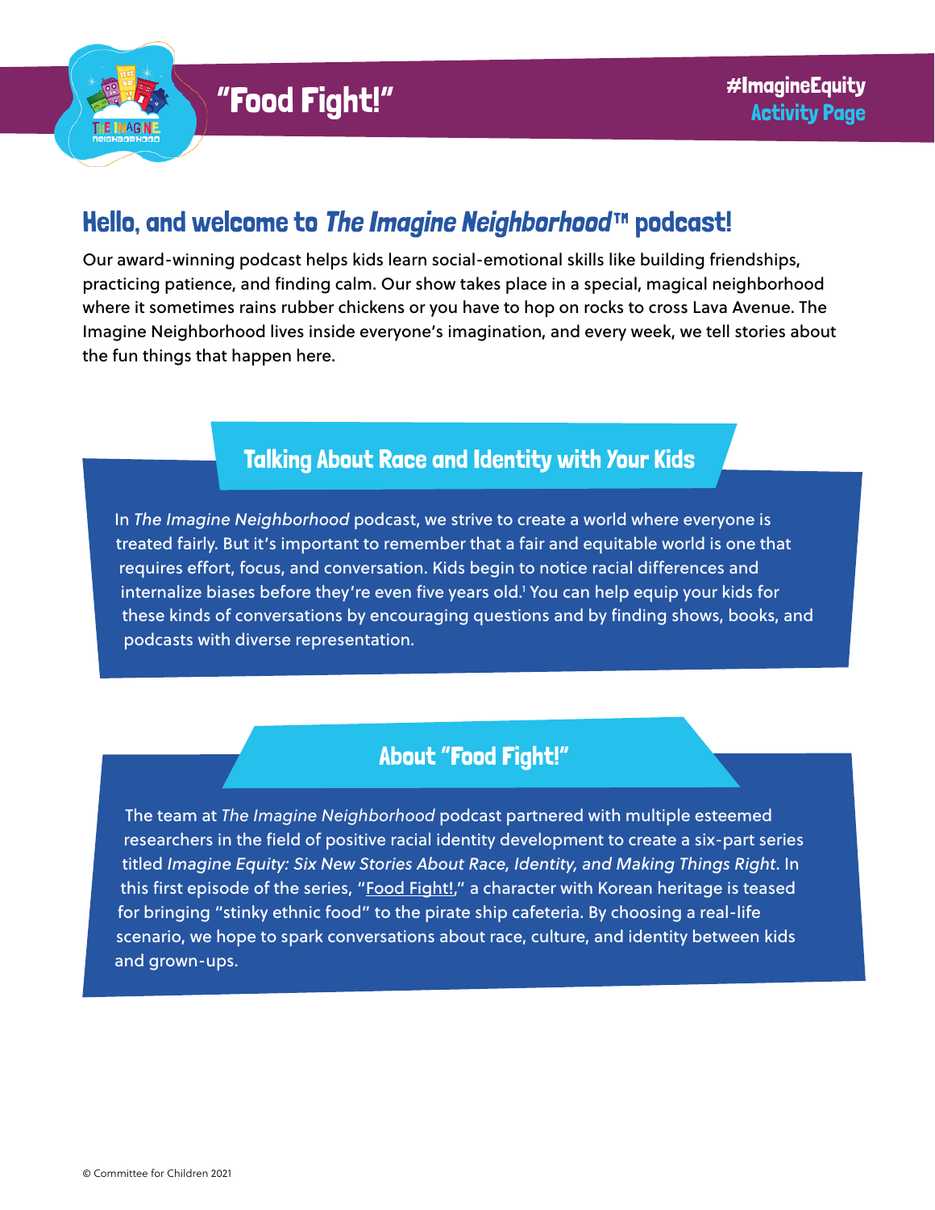# "Food Fight!"

#ImagineEquity
Activity Page

## Hello, and welcome to *The Imagine Neighborhood*™ podcast!

Our award-winning podcast helps kids learn social-emotional skills like building friendships, practicing patience, and finding calm. Our show takes place in a special, magical neighborhood where it sometimes rains rubber chickens or you have to hop on rocks to cross Lava Avenue. The Imagine Neighborhood lives inside everyone's imagination, and every week, we tell stories about the fun things that happen here.

### Talking About Race and Identity with *Your* Kids

In *The Imagine Neighborhood* podcast, we strive to create a world where everyone is treated fairly. But it's important to remember that a fair and equitable world is one that requires effort, focus, and conversation. Kids begin to notice racial differences and internalize biases before they're even five years old.[1] You can help equip your kids for these kinds of conversations by encouraging questions and by finding shows, books, and podcasts with diverse representation.

### About "Food Fight!"

The team at *The Imagine Neighborhood* podcast partnered with multiple esteemed researchers in the field of positive racial identity development to create a six-part series titled *Imagine Equity: Six New Stories About Race, Identity, and Making Things Right*. In this first episode of the series, "Food Fight!," a character with Korean heritage is teased for bringing "stinky ethnic food" to the pirate ship cafeteria. By choosing a real-life scenario, we hope to spark conversations about race, culture, and identity between kids and grown-ups.

© Committee for Children 2021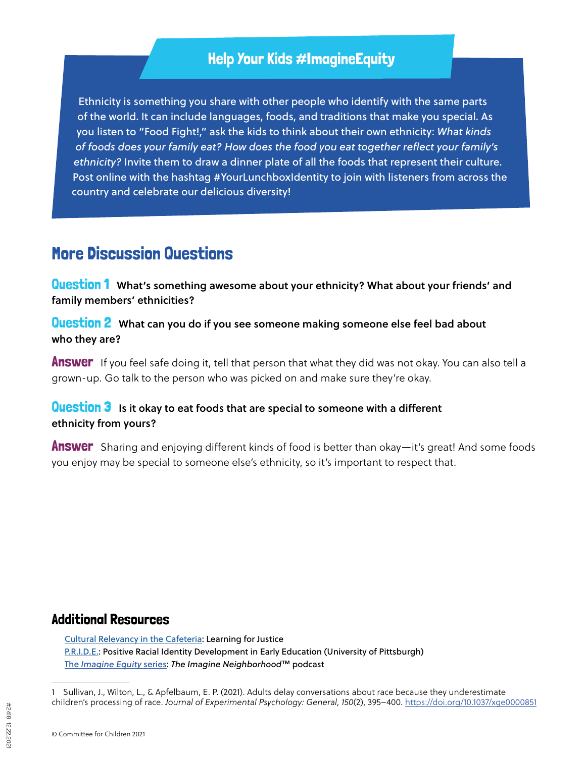## Help Your Kids #ImagineEquity

Ethnicity is something you share with other people who identify with the same parts of the world. It can include languages, foods, and traditions that make you special. As you listen to "Food Fight!," ask the kids to think about their own ethnicity: *What kinds of foods does your family eat? How does the food you eat together reflect your family's ethnicity?* Invite them to draw a dinner plate of all the foods that represent their culture. Post online with the hashtag #YourLunchboxIdentity to join with listeners from across the country and celebrate our delicious diversity!

## More Discussion Questions

**Question 1** **What's something awesome about your ethnicity? What about your friends' and family members' ethnicities?**

**Question 2** **What can you do if you see someone making someone else feel bad about who they are?**

**Answer** If you feel safe doing it, tell that person that what they did was not okay. You can also tell a grown-up. Go talk to the person who was picked on and make sure they're okay.

**Question 3** **Is it okay to eat foods that are special to someone with a different ethnicity from yours?**

**Answer** Sharing and enjoying different kinds of food is better than okay—it's great! And some foods you enjoy may be special to someone else's ethnicity, so it's important to respect that.

## Additional Resources

Cultural Relevancy in the Cafeteria: Learning for Justice
P.R.I.D.E.: Positive Racial Identity Development in Early Education (University of Pittsburgh)
The *Imagine Equity* series: *The Imagine Neighborhood*™ podcast

1 Sullivan, J., Wilton, L., & Apfelbaum, E. P. (2021). Adults delay conversations about race because they underestimate children's processing of race. *Journal of Experimental Psychology: General*, *150*(2), 395–400. https://doi.org/10.1037/xge0000851

© Committee for Children 2021

#2418 12.22.2021